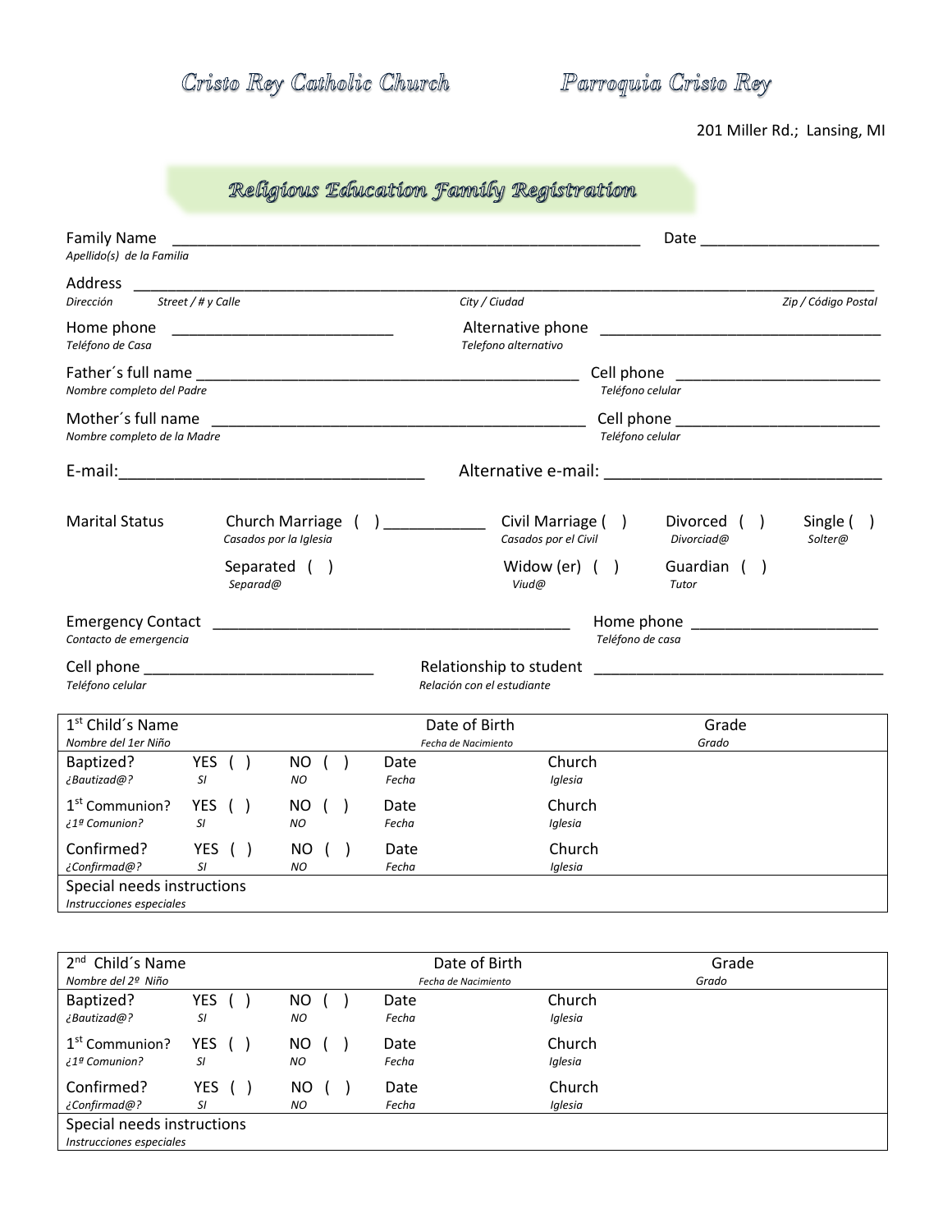# Cristo Rey Catholic Church — Parroquia Cristo Rey

201 Miller Rd.; Lansing, MI

## Religious Education Family Registration

Family Name ____________________________________________________________ Date ______________________
*Apellido(s) de la Familia*

Address ________________________________________________________________________________________________
*Dirección* *Street / # y Calle* *City / Ciudad* *Zip / Código Postal*

Home phone ___________________________ Alternative phone __________________________________
*Teléfono de Casa* *Telefono alternativo*

Father´s full name ______________________________________________ Cell phone _________________________
*Nombre completo del Padre* *Teléfono celular*

Mother´s full name ______________________________________________ Cell phone _________________________
*Nombre completo de la Madre* *Teléfono celular*

E-mail:___________________________________ Alternative e-mail: _______________________________

Marital Status
- Church Marriage ( ) ____________ *Casados por la Iglesia*
- Civil Marriage ( ) *Casados por el Civil*
- Divorced ( ) *Divorciad@*
- Single ( ) *Solter@*
- Separated ( ) *Separad@*
- Widow (er) ( ) *Viud@*
- Guardian ( ) *Tutor*

Emergency Contact ____________________________________________ Home phone ______________________
*Contacto de emergencia* *Teléfono de casa*

Cell phone ____________________________ Relationship to student __________________________________
*Teléfono celular* *Relación con el estudiante*

| 1st Child´s Name *Nombre del 1er Niño* | | | Date of Birth *Fecha de Nacimiento* | | Grade *Grado* |
|---|---|---|---|---|---|
| Baptized? *¿Bautizad@?* | YES ( ) *SI* | NO ( ) *NO* | Date *Fecha* | Church *Iglesia* | |
| 1st Communion? *¿1ª Comunion?* | YES ( ) *SI* | NO ( ) *NO* | Date *Fecha* | Church *Iglesia* | |
| Confirmed? *¿Confirmad@?* | YES ( ) *SI* | NO ( ) *NO* | Date *Fecha* | Church *Iglesia* | |
| Special needs instructions *Instrucciones especiales* | | | | | |

| 2nd Child´s Name *Nombre del 2º Niño* | | | Date of Birth *Fecha de Nacimiento* | | Grade *Grado* |
|---|---|---|---|---|---|
| Baptized? *¿Bautizad@?* | YES ( ) *SI* | NO ( ) *NO* | Date *Fecha* | Church *Iglesia* | |
| 1st Communion? *¿1ª Comunion?* | YES ( ) *SI* | NO ( ) *NO* | Date *Fecha* | Church *Iglesia* | |
| Confirmed? *¿Confirmad@?* | YES ( ) *SI* | NO ( ) *NO* | Date *Fecha* | Church *Iglesia* | |
| Special needs instructions *Instrucciones especiales* | | | | | |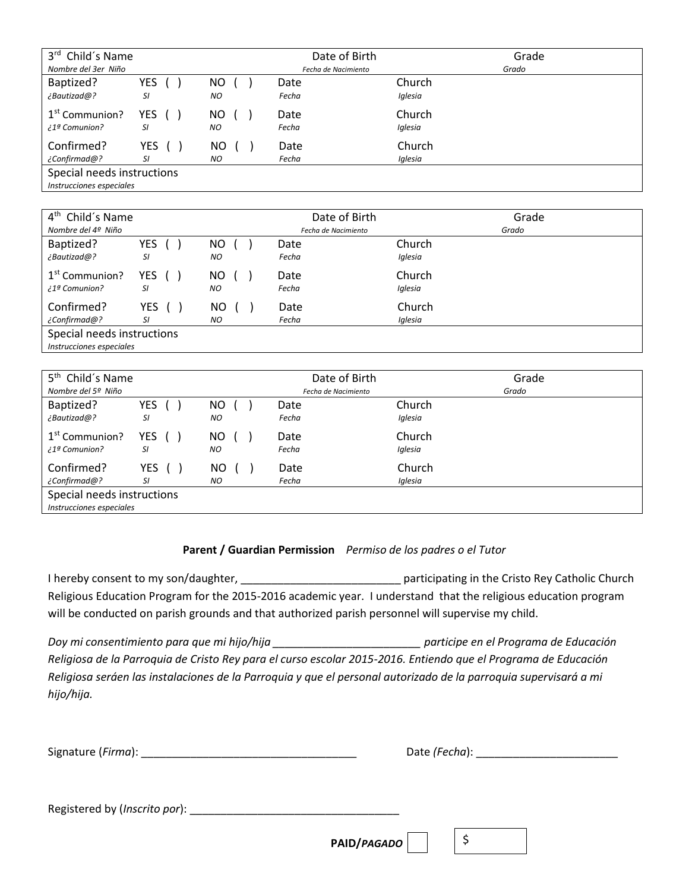| 3rd Child´s Name<br>*Nombre del 3er Niño* | | | Date of Birth<br>*Fecha de Nacimiento* | | Grade<br>*Grado* |
|---|---|---|---|---|---|
| Baptized?<br>*¿Bautizad@?* | YES ( )<br>*SI* | NO ( )<br>*NO* | Date<br>*Fecha* | Church<br>*Iglesia* | |
| 1st Communion?<br>*¿1ª Comunion?* | YES ( )<br>*SI* | NO ( )<br>*NO* | Date<br>*Fecha* | Church<br>*Iglesia* | |
| Confirmed?<br>*¿Confirmad@?* | YES ( )<br>*SI* | NO ( )<br>*NO* | Date<br>*Fecha* | Church<br>*Iglesia* | |
| Special needs instructions<br>*Instrucciones especiales* | | | | | |

| 4th Child´s Name<br>*Nombre del 4º Niño* | | | Date of Birth<br>*Fecha de Nacimiento* | | Grade<br>*Grado* |
|---|---|---|---|---|---|
| Baptized?<br>*¿Bautizad@?* | YES ( )<br>*SI* | NO ( )<br>*NO* | Date<br>*Fecha* | Church<br>*Iglesia* | |
| 1st Communion?<br>*¿1ª Comunion?* | YES ( )<br>*SI* | NO ( )<br>*NO* | Date<br>*Fecha* | Church<br>*Iglesia* | |
| Confirmed?<br>*¿Confirmad@?* | YES ( )<br>*SI* | NO ( )<br>*NO* | Date<br>*Fecha* | Church<br>*Iglesia* | |
| Special needs instructions<br>*Instrucciones especiales* | | | | | |

| 5th Child´s Name<br>*Nombre del 5º Niño* | | | Date of Birth<br>*Fecha de Nacimiento* | | Grade<br>*Grado* |
|---|---|---|---|---|---|
| Baptized?<br>*¿Bautizad@?* | YES ( )<br>*SI* | NO ( )<br>*NO* | Date<br>*Fecha* | Church<br>*Iglesia* | |
| 1st Communion?<br>*¿1ª Comunion?* | YES ( )<br>*SI* | NO ( )<br>*NO* | Date<br>*Fecha* | Church<br>*Iglesia* | |
| Confirmed?<br>*¿Confirmad@?* | YES ( )<br>*SI* | NO ( )<br>*NO* | Date<br>*Fecha* | Church<br>*Iglesia* | |
| Special needs instructions<br>*Instrucciones especiales* | | | | | |

**Parent / Guardian Permission** *Permiso de los padres o el Tutor*

I hereby consent to my son/daughter, __________________________ participating in the Cristo Rey Catholic Church Religious Education Program for the 2015-2016 academic year. I understand that the religious education program will be conducted on parish grounds and that authorized parish personnel will supervise my child.

*Doy mi consentimiento para que mi hijo/hija ________________________ participe en el Programa de Educación Religiosa de la Parroquia de Cristo Rey para el curso escolar 2015-2016. Entiendo que el Programa de Educación Religiosa seráen las instalaciones de la Parroquia y que el personal autorizado de la parroquia supervisará a mi hijo/hija.*

Signature (*Firma*): ___________________________________ Date *(Fecha*): _______________________

Registered by (*Inscrito por*): __________________________________

**PAID/*PAGADO*** ☐ $